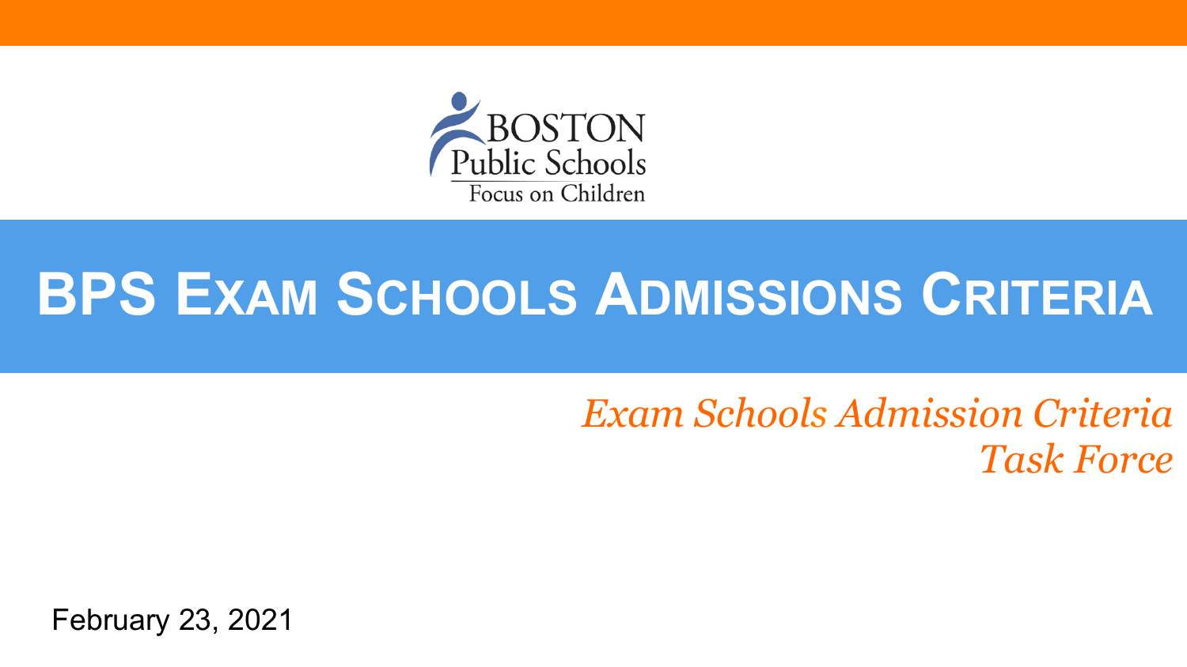BOSTON Public Schools

Focus on Children

# BPS Exam Schools Admissions Criteria

*Exam Schools Admission Criteria Task Force*

February 23, 2021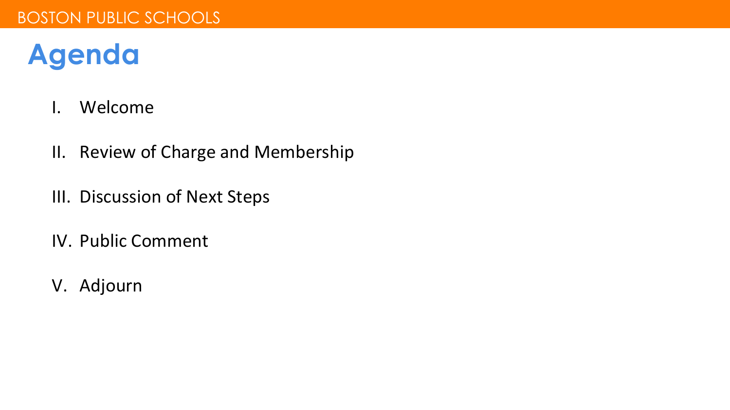# Agenda

I. Welcome

II. Review of Charge and Membership

III. Discussion of Next Steps

IV. Public Comment

V. Adjourn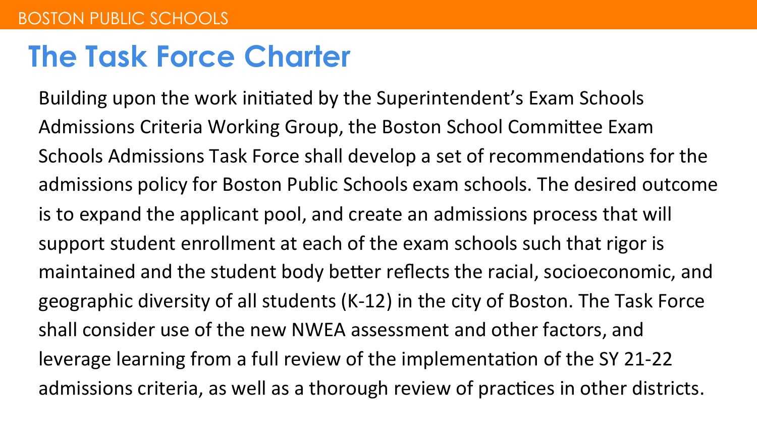# The Task Force Charter

Building upon the work initiated by the Superintendent's Exam Schools Admissions Criteria Working Group, the Boston School Committee Exam Schools Admissions Task Force shall develop a set of recommendations for the admissions policy for Boston Public Schools exam schools. The desired outcome is to expand the applicant pool, and create an admissions process that will support student enrollment at each of the exam schools such that rigor is maintained and the student body better reflects the racial, socioeconomic, and geographic diversity of all students (K-12) in the city of Boston. The Task Force shall consider use of the new NWEA assessment and other factors, and leverage learning from a full review of the implementation of the SY 21-22 admissions criteria, as well as a thorough review of practices in other districts.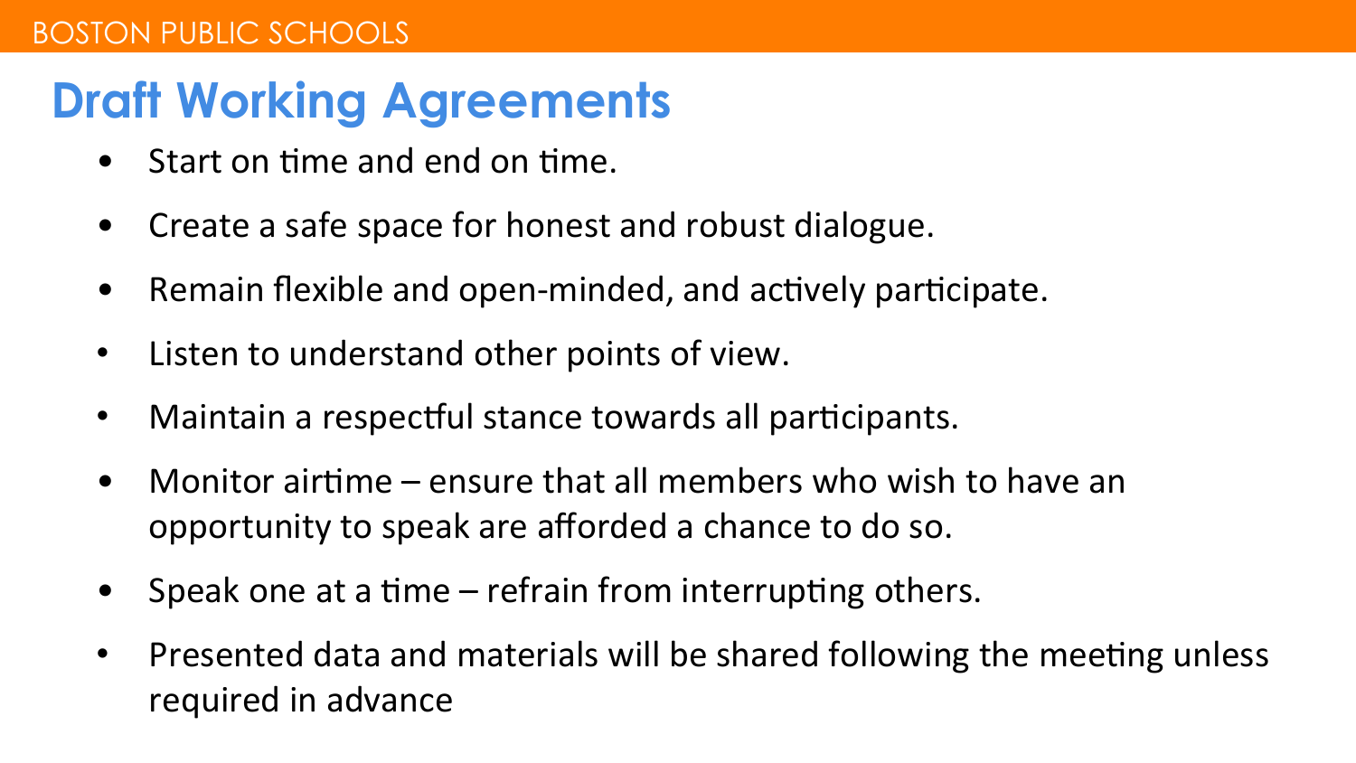# Draft Working Agreements

- Start on time and end on time.
- Create a safe space for honest and robust dialogue.
- Remain flexible and open-minded, and actively participate.
- Listen to understand other points of view.
- Maintain a respectful stance towards all participants.
- Monitor airtime – ensure that all members who wish to have an opportunity to speak are afforded a chance to do so.
- Speak one at a time – refrain from interrupting others.
- Presented data and materials will be shared following the meeting unless required in advance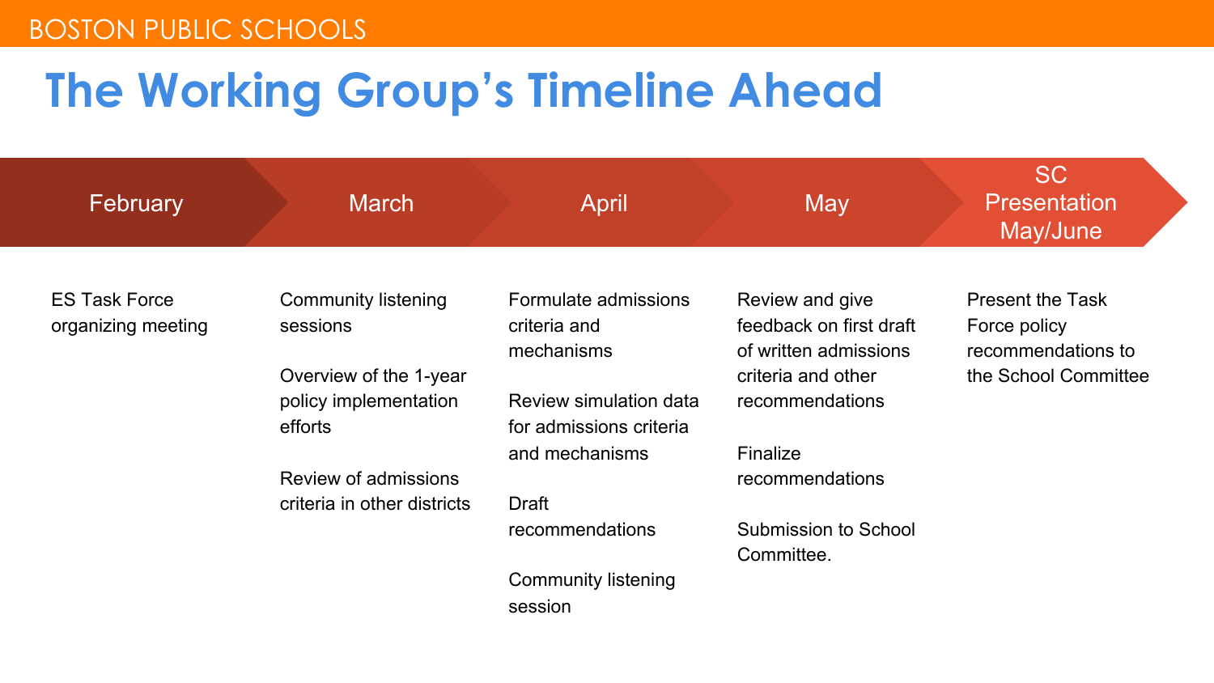# The Working Group's Timeline Ahead

| February | March | April | May | SC Presentation May/June |
| --- | --- | --- | --- | --- |
| ES Task Force organizing meeting | Community listening sessions<br><br>Overview of the 1-year policy implementation efforts<br><br>Review of admissions criteria in other districts | Formulate admissions criteria and mechanisms<br><br>Review simulation data for admissions criteria and mechanisms<br><br>Draft recommendations<br><br>Community listening session | Review and give feedback on first draft of written admissions criteria and other recommendations<br><br>Finalize recommendations<br><br>Submission to School Committee. | Present the Task Force policy recommendations to the School Committee |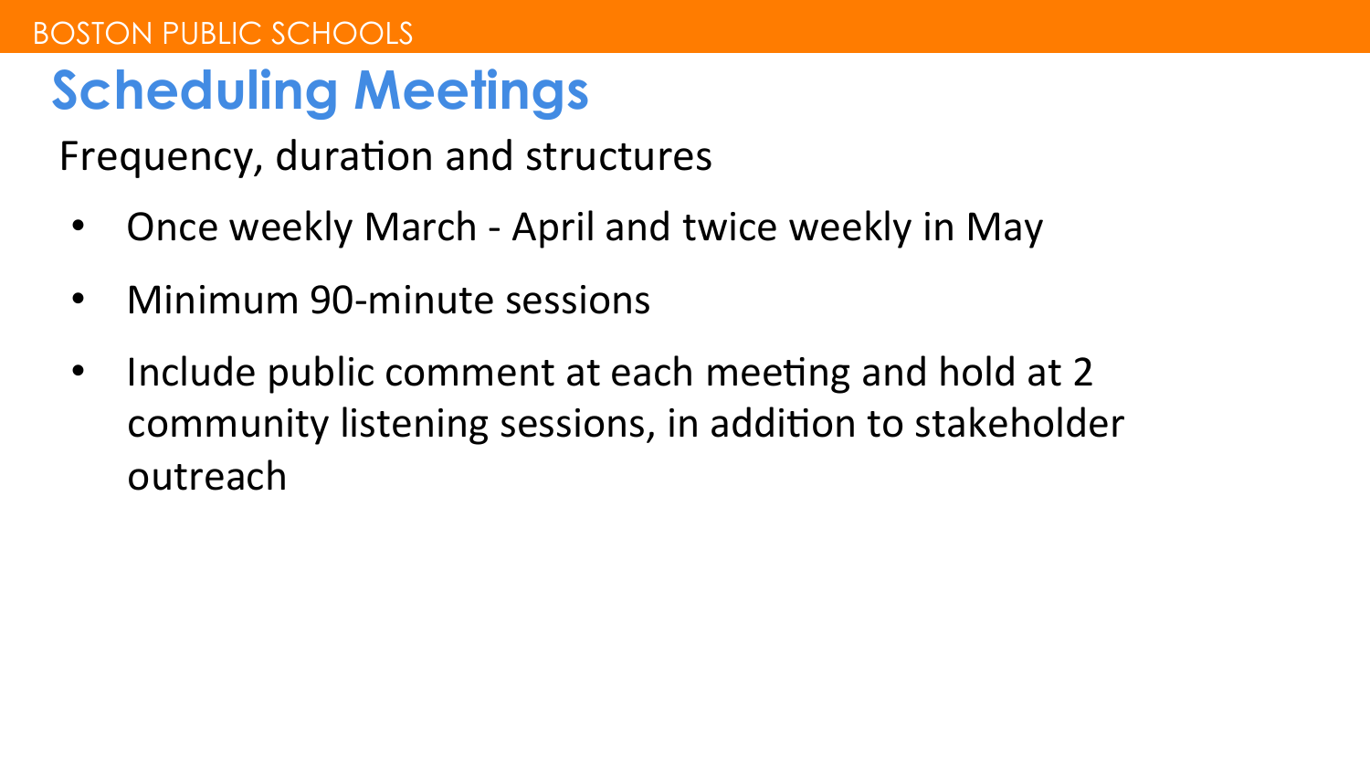## Scheduling Meetings

Frequency, duration and structures

- Once weekly March - April and twice weekly in May
- Minimum 90-minute sessions
- Include public comment at each meeting and hold at 2 community listening sessions, in addition to stakeholder outreach